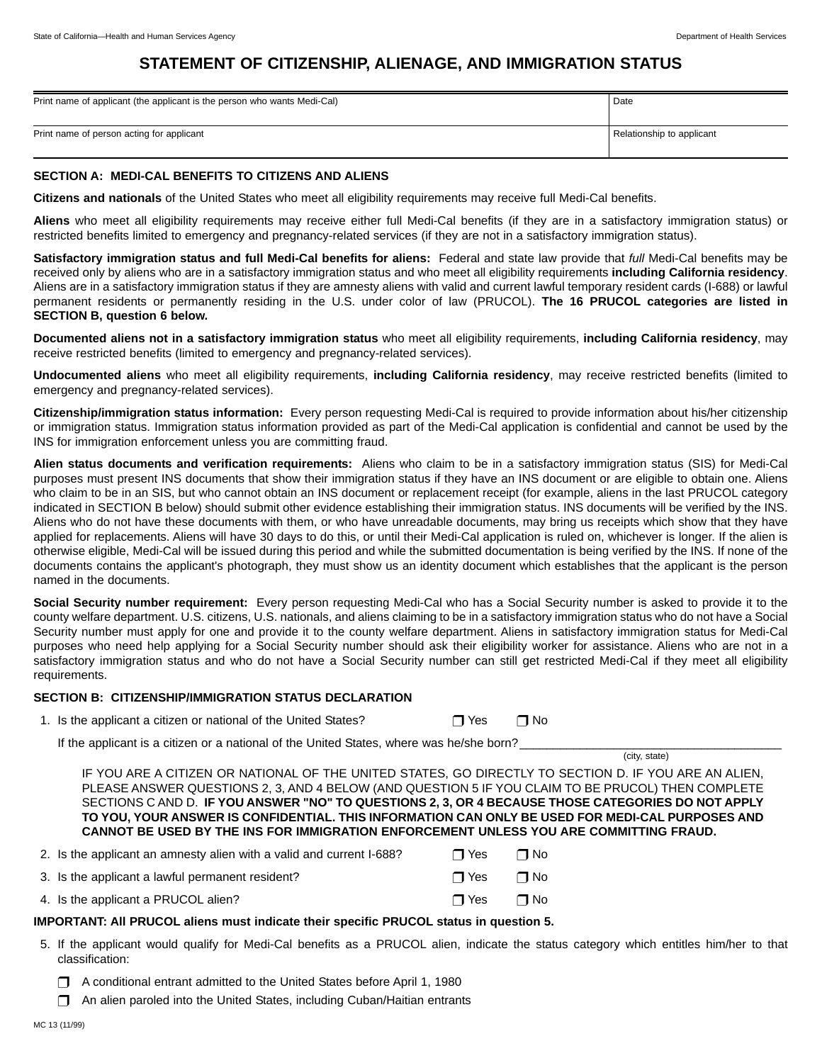State of California—Health and Human Services Agency

Department of Health Services

# STATEMENT OF CITIZENSHIP, ALIENAGE, AND IMMIGRATION STATUS

| Print name of applicant (the applicant is the person who wants Medi-Cal) | Date |
|---|---|
| Print name of person acting for applicant | Relationship to applicant |

## SECTION A: MEDI-CAL BENEFITS TO CITIZENS AND ALIENS

**Citizens and nationals** of the United States who meet all eligibility requirements may receive full Medi-Cal benefits.

**Aliens** who meet all eligibility requirements may receive either full Medi-Cal benefits (if they are in a satisfactory immigration status) or restricted benefits limited to emergency and pregnancy-related services (if they are not in a satisfactory immigration status).

**Satisfactory immigration status and full Medi-Cal benefits for aliens:** Federal and state law provide that *full* Medi-Cal benefits may be received only by aliens who are in a satisfactory immigration status and who meet all eligibility requirements **including California residency**. Aliens are in a satisfactory immigration status if they are amnesty aliens with valid and current lawful temporary resident cards (I-688) or lawful permanent residents or permanently residing in the U.S. under color of law (PRUCOL). **The 16 PRUCOL categories are listed in SECTION B, question 6 below.**

**Documented aliens not in a satisfactory immigration status** who meet all eligibility requirements, **including California residency**, may receive restricted benefits (limited to emergency and pregnancy-related services).

**Undocumented aliens** who meet all eligibility requirements, **including California residency**, may receive restricted benefits (limited to emergency and pregnancy-related services).

**Citizenship/immigration status information:** Every person requesting Medi-Cal is required to provide information about his/her citizenship or immigration status. Immigration status information provided as part of the Medi-Cal application is confidential and cannot be used by the INS for immigration enforcement unless you are committing fraud.

**Alien status documents and verification requirements:** Aliens who claim to be in a satisfactory immigration status (SIS) for Medi-Cal purposes must present INS documents that show their immigration status if they have an INS document or are eligible to obtain one. Aliens who claim to be in an SIS, but who cannot obtain an INS document or replacement receipt (for example, aliens in the last PRUCOL category indicated in SECTION B below) should submit other evidence establishing their immigration status. INS documents will be verified by the INS. Aliens who do not have these documents with them, or who have unreadable documents, may bring us receipts which show that they have applied for replacements. Aliens will have 30 days to do this, or until their Medi-Cal application is ruled on, whichever is longer. If the alien is otherwise eligible, Medi-Cal will be issued during this period and while the submitted documentation is being verified by the INS. If none of the documents contains the applicant's photograph, they must show us an identity document which establishes that the applicant is the person named in the documents.

**Social Security number requirement:** Every person requesting Medi-Cal who has a Social Security number is asked to provide it to the county welfare department. U.S. citizens, U.S. nationals, and aliens claiming to be in a satisfactory immigration status who do not have a Social Security number must apply for one and provide it to the county welfare department. Aliens in satisfactory immigration status for Medi-Cal purposes who need help applying for a Social Security number should ask their eligibility worker for assistance. Aliens who are not in a satisfactory immigration status and who do not have a Social Security number can still get restricted Medi-Cal if they meet all eligibility requirements.

## SECTION B: CITIZENSHIP/IMMIGRATION STATUS DECLARATION

1. Is the applicant a citizen or national of the United States? ❒ Yes ❒ No

   If the applicant is a citizen or a national of the United States, where was he/she born? ______________________ (city, state)

   IF YOU ARE A CITIZEN OR NATIONAL OF THE UNITED STATES, GO DIRECTLY TO SECTION D. IF YOU ARE AN ALIEN, PLEASE ANSWER QUESTIONS 2, 3, AND 4 BELOW (AND QUESTION 5 IF YOU CLAIM TO BE PRUCOL) THEN COMPLETE SECTIONS C AND D. **IF YOU ANSWER "NO" TO QUESTIONS 2, 3, OR 4 BECAUSE THOSE CATEGORIES DO NOT APPLY TO YOU, YOUR ANSWER IS CONFIDENTIAL. THIS INFORMATION CAN ONLY BE USED FOR MEDI-CAL PURPOSES AND CANNOT BE USED BY THE INS FOR IMMIGRATION ENFORCEMENT UNLESS YOU ARE COMMITTING FRAUD.**

2. Is the applicant an amnesty alien with a valid and current I-688? ❒ Yes ❒ No
3. Is the applicant a lawful permanent resident? ❒ Yes ❒ No
4. Is the applicant a PRUCOL alien? ❒ Yes ❒ No

**IMPORTANT: All PRUCOL aliens must indicate their specific PRUCOL status in question 5.**

5. If the applicant would qualify for Medi-Cal benefits as a PRUCOL alien, indicate the status category which entitles him/her to that classification:

   ❒ A conditional entrant admitted to the United States before April 1, 1980

   ❒ An alien paroled into the United States, including Cuban/Haitian entrants

MC 13 (11/99)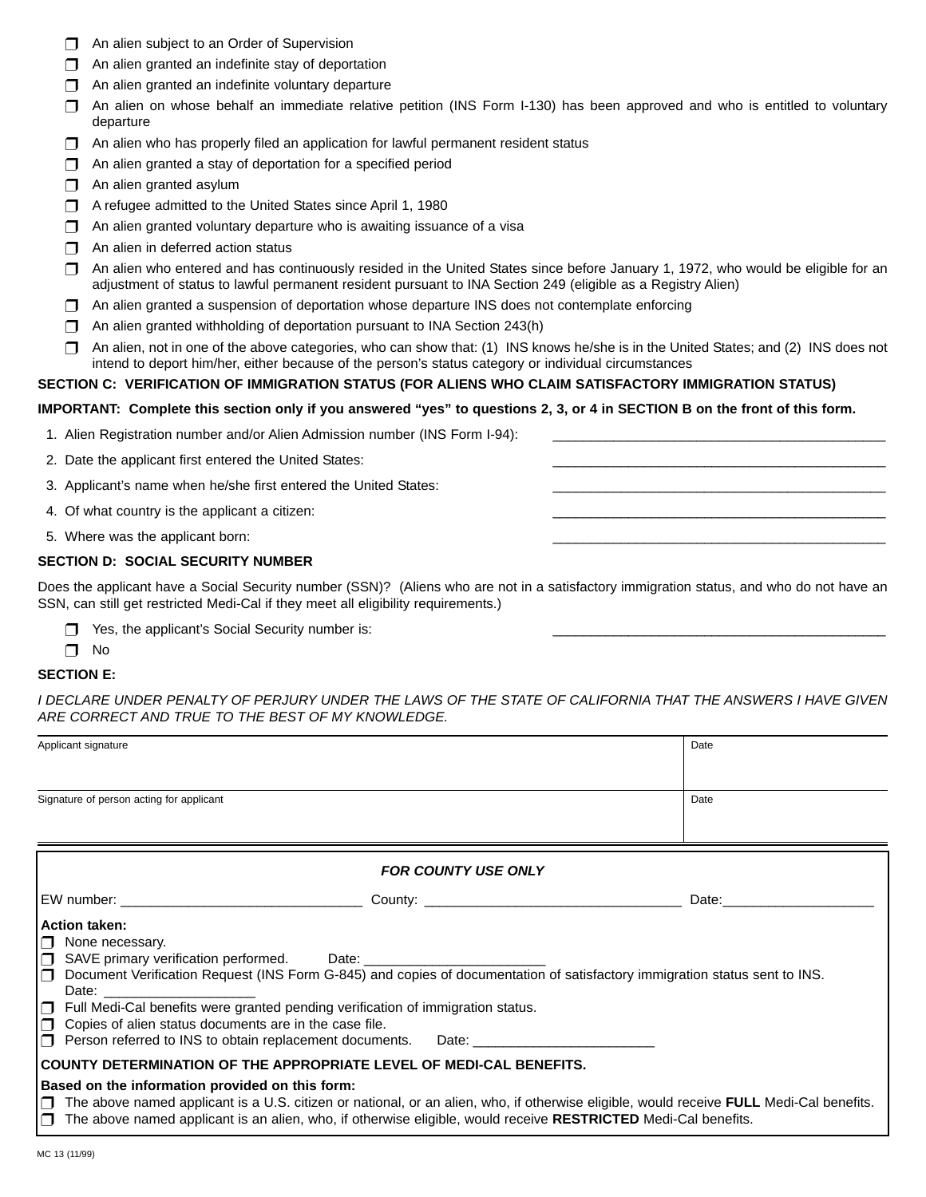- ❒ An alien subject to an Order of Supervision
- ❒ An alien granted an indefinite stay of deportation
- ❒ An alien granted an indefinite voluntary departure
- ❒ An alien on whose behalf an immediate relative petition (INS Form I-130) has been approved and who is entitled to voluntary departure
- ❒ An alien who has properly filed an application for lawful permanent resident status
- ❒ An alien granted a stay of deportation for a specified period
- ❒ An alien granted asylum
- ❒ A refugee admitted to the United States since April 1, 1980
- ❒ An alien granted voluntary departure who is awaiting issuance of a visa
- ❒ An alien in deferred action status
- ❒ An alien who entered and has continuously resided in the United States since before January 1, 1972, who would be eligible for an adjustment of status to lawful permanent resident pursuant to INA Section 249 (eligible as a Registry Alien)
- ❒ An alien granted a suspension of deportation whose departure INS does not contemplate enforcing
- ❒ An alien granted withholding of deportation pursuant to INA Section 243(h)
- ❒ An alien, not in one of the above categories, who can show that: (1) INS knows he/she is in the United States; and (2) INS does not intend to deport him/her, either because of the person's status category or individual circumstances

**SECTION C: VERIFICATION OF IMMIGRATION STATUS (FOR ALIENS WHO CLAIM SATISFACTORY IMMIGRATION STATUS)**

**IMPORTANT: Complete this section only if you answered "yes" to questions 2, 3, or 4 in SECTION B on the front of this form.**

1. Alien Registration number and/or Alien Admission number (INS Form I-94): ____________________
2. Date the applicant first entered the United States: ____________________
3. Applicant's name when he/she first entered the United States: ____________________
4. Of what country is the applicant a citizen: ____________________
5. Where was the applicant born: ____________________

**SECTION D: SOCIAL SECURITY NUMBER**

Does the applicant have a Social Security number (SSN)? (Aliens who are not in a satisfactory immigration status, and who do not have an SSN, can still get restricted Medi-Cal if they meet all eligibility requirements.)

- ❒ Yes, the applicant's Social Security number is: ____________________
- ❒ No

**SECTION E:**

*I DECLARE UNDER PENALTY OF PERJURY UNDER THE LAWS OF THE STATE OF CALIFORNIA THAT THE ANSWERS I HAVE GIVEN ARE CORRECT AND TRUE TO THE BEST OF MY KNOWLEDGE.*

| Applicant signature | Date |
|---|---|
| Signature of person acting for applicant | Date |

***FOR COUNTY USE ONLY***

EW number: ____________________ County: ____________________ Date: ____________________

**Action taken:**

- ❒ None necessary.
- ❒ SAVE primary verification performed. Date: ____________________
- ❒ Document Verification Request (INS Form G-845) and copies of documentation of satisfactory immigration status sent to INS. Date: ____________________
- ❒ Full Medi-Cal benefits were granted pending verification of immigration status.
- ❒ Copies of alien status documents are in the case file.
- ❒ Person referred to INS to obtain replacement documents. Date: ____________________

**COUNTY DETERMINATION OF THE APPROPRIATE LEVEL OF MEDI-CAL BENEFITS.**

**Based on the information provided on this form:**

- ❒ The above named applicant is a U.S. citizen or national, or an alien, who, if otherwise eligible, would receive **FULL** Medi-Cal benefits.
- ❒ The above named applicant is an alien, who, if otherwise eligible, would receive **RESTRICTED** Medi-Cal benefits.

MC 13 (11/99)